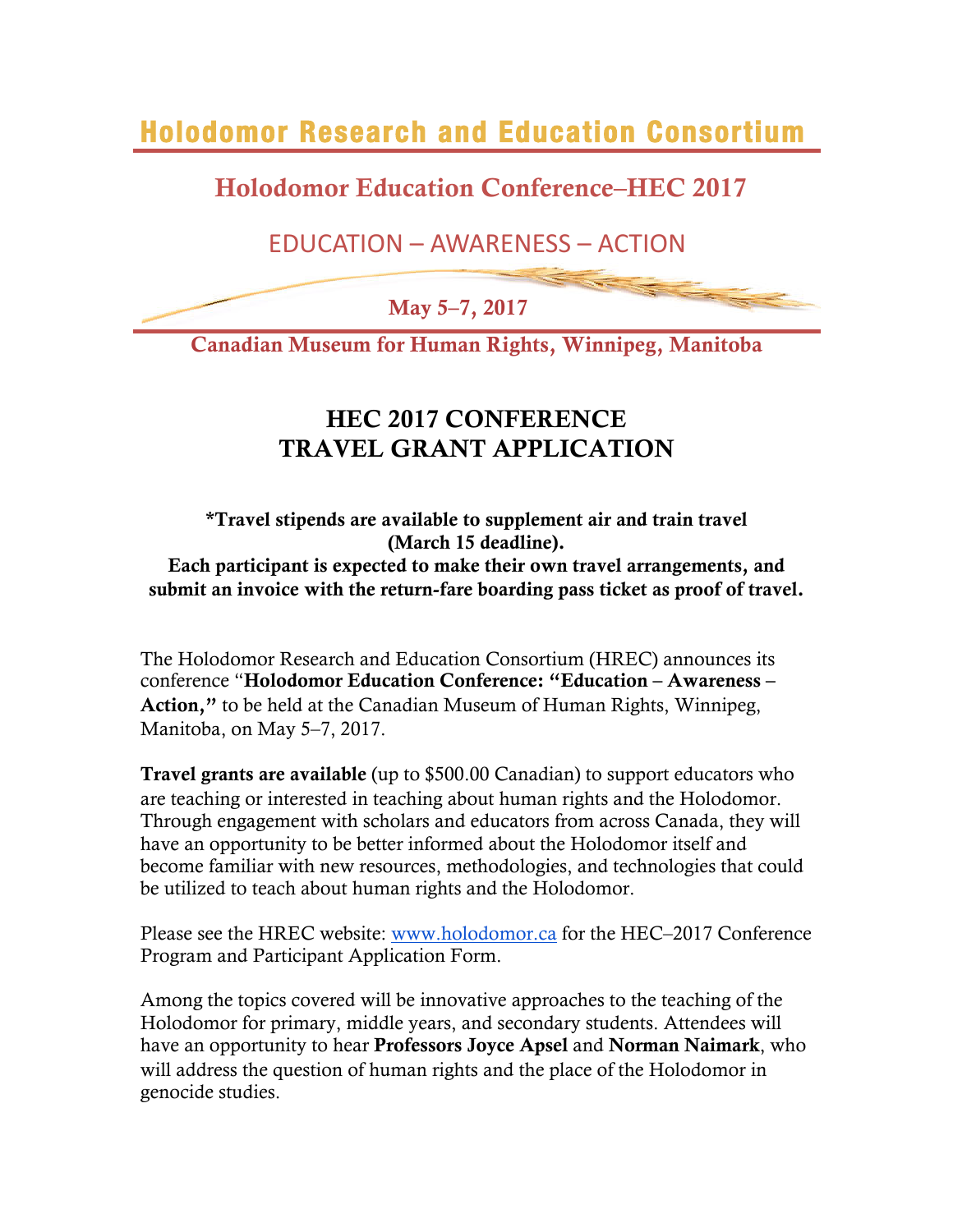# Holodomor Research and Education Consortium

## Holodomor Education Conference–HEC 2017

EDUCATION – AWARENESS – ACTION

**May 5–7, 2017**

**Canadian Museum for Human Rights, Winnipeg, Manitoba**

## HEC 2017 CONFERENCE
## TRAVEL GRANT APPLICATION

**\*Travel stipends are available to supplement air and train travel (March 15 deadline).**
**Each participant is expected to make their own travel arrangements, and submit an invoice with the return-fare boarding pass ticket as proof of travel.**

The Holodomor Research and Education Consortium (HREC) announces its conference "**Holodomor Education Conference: "Education – Awareness – Action,"** to be held at the Canadian Museum of Human Rights, Winnipeg, Manitoba, on May 5–7, 2017.

**Travel grants are available** (up to $500.00 Canadian) to support educators who are teaching or interested in teaching about human rights and the Holodomor. Through engagement with scholars and educators from across Canada, they will have an opportunity to be better informed about the Holodomor itself and become familiar with new resources, methodologies, and technologies that could be utilized to teach about human rights and the Holodomor.

Please see the HREC website: [www.holodomor.ca](http://www.holodomor.ca) for the HEC–2017 Conference Program and Participant Application Form.

Among the topics covered will be innovative approaches to the teaching of the Holodomor for primary, middle years, and secondary students. Attendees will have an opportunity to hear **Professors Joyce Apsel** and **Norman Naimark**, who will address the question of human rights and the place of the Holodomor in genocide studies.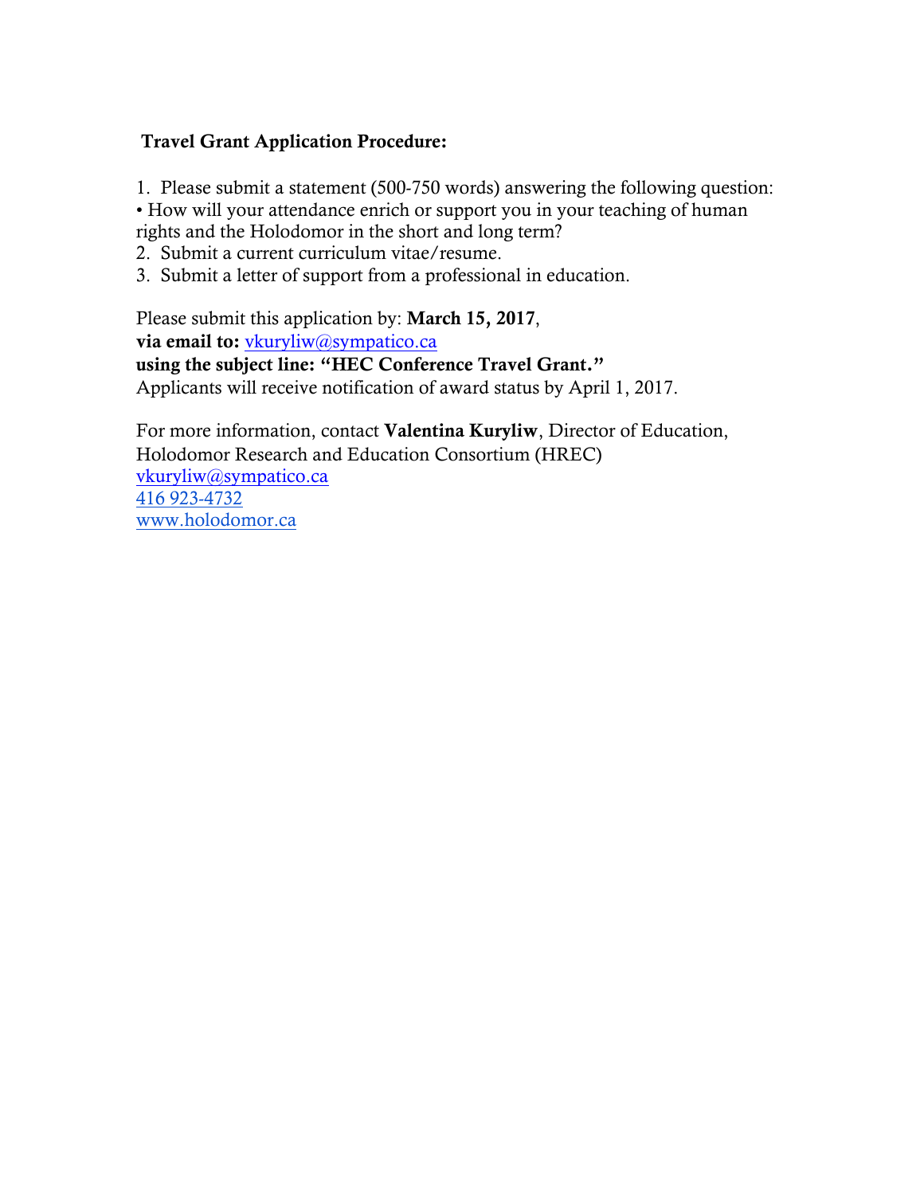**Travel Grant Application Procedure:**

1. Please submit a statement (500-750 words) answering the following question:
   • How will your attendance enrich or support you in your teaching of human rights and the Holodomor in the short and long term?
2. Submit a current curriculum vitae/resume.
3. Submit a letter of support from a professional in education.

Please submit this application by: **March 15, 2017**,
**via email to:** vkuryliw@sympatico.ca
**using the subject line: "HEC Conference Travel Grant."**
Applicants will receive notification of award status by April 1, 2017.

For more information, contact **Valentina Kuryliw**, Director of Education, Holodomor Research and Education Consortium (HREC)
vkuryliw@sympatico.ca
416 923-4732
www.holodomor.ca